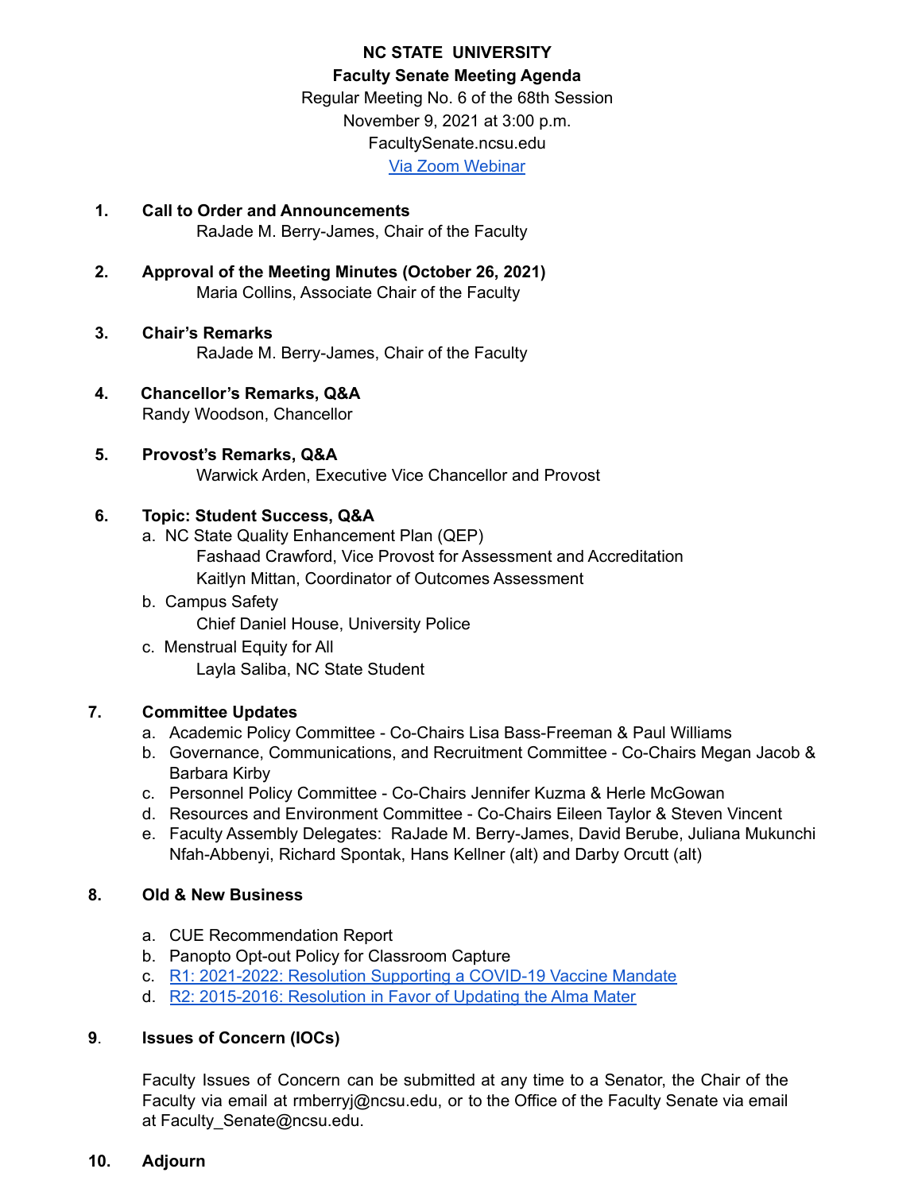# NC STATE UNIVERSITY

## Faculty Senate Meeting Agenda

Regular Meeting No. 6 of the 68th Session
November 9, 2021 at 3:00 p.m.
FacultySenate.ncsu.edu
[Via Zoom Webinar]

1. **Call to Order and Announcements**
   RaJade M. Berry-James, Chair of the Faculty

2. **Approval of the Meeting Minutes (October 26, 2021)**
   Maria Collins, Associate Chair of the Faculty

3. **Chair's Remarks**
   RaJade M. Berry-James, Chair of the Faculty

4. **Chancellor's Remarks, Q&A**
   Randy Woodson, Chancellor

5. **Provost's Remarks, Q&A**
   Warwick Arden, Executive Vice Chancellor and Provost

6. **Topic: Student Success, Q&A**
   a. NC State Quality Enhancement Plan (QEP)
      Fashaad Crawford, Vice Provost for Assessment and Accreditation
      Kaitlyn Mittan, Coordinator of Outcomes Assessment
   b. Campus Safety
      Chief Daniel House, University Police
   c. Menstrual Equity for All
      Layla Saliba, NC State Student

7. **Committee Updates**
   a. Academic Policy Committee - Co-Chairs Lisa Bass-Freeman & Paul Williams
   b. Governance, Communications, and Recruitment Committee - Co-Chairs Megan Jacob & Barbara Kirby
   c. Personnel Policy Committee - Co-Chairs Jennifer Kuzma & Herle McGowan
   d. Resources and Environment Committee - Co-Chairs Eileen Taylor & Steven Vincent
   e. Faculty Assembly Delegates: RaJade M. Berry-James, David Berube, Juliana Mukunchi Nfah-Abbenyi, Richard Spontak, Hans Kellner (alt) and Darby Orcutt (alt)

8. **Old & New Business**
   a. CUE Recommendation Report
   b. Panopto Opt-out Policy for Classroom Capture
   c. [R1: 2021-2022: Resolution Supporting a COVID-19 Vaccine Mandate]
   d. [R2: 2015-2016: Resolution in Favor of Updating the Alma Mater]

9. **Issues of Concern (IOCs)**

   Faculty Issues of Concern can be submitted at any time to a Senator, the Chair of the Faculty via email at rmberryj@ncsu.edu, or to the Office of the Faculty Senate via email at Faculty_Senate@ncsu.edu.

10. **Adjourn**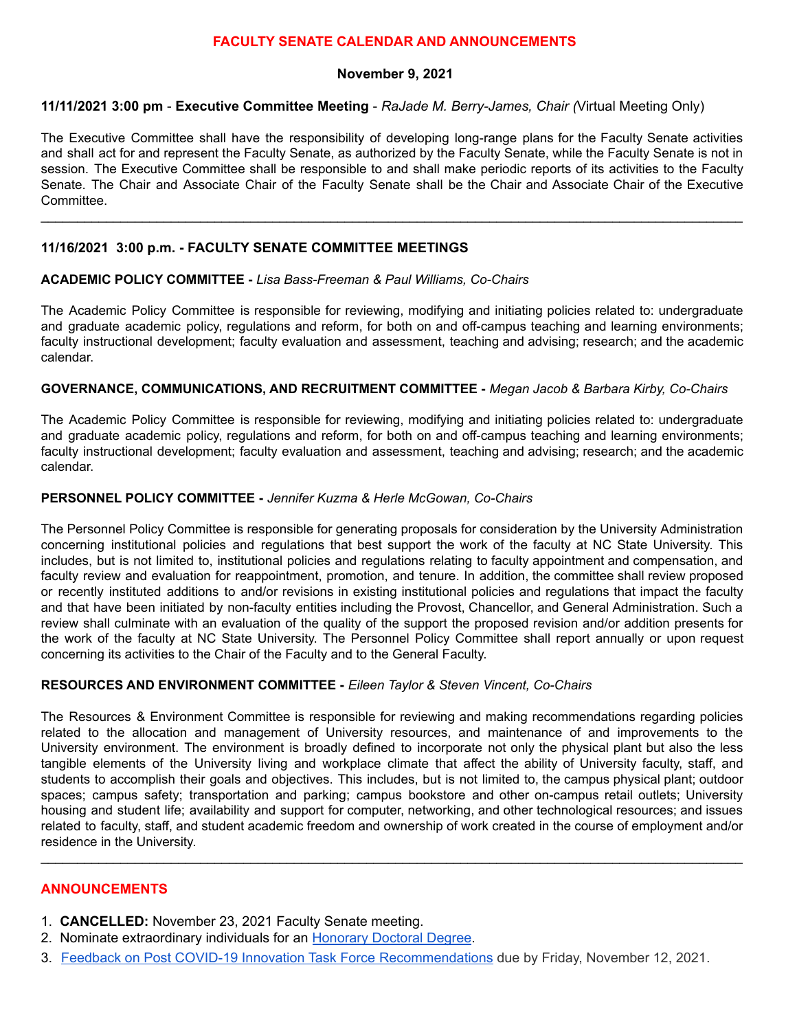**FACULTY SENATE CALENDAR AND ANNOUNCEMENTS**

**November 9, 2021**

**11/11/2021 3:00 pm** - **Executive Committee Meeting** - *RaJade M. Berry-James, Chair (*Virtual Meeting Only)

The Executive Committee shall have the responsibility of developing long-range plans for the Faculty Senate activities and shall act for and represent the Faculty Senate, as authorized by the Faculty Senate, while the Faculty Senate is not in session. The Executive Committee shall be responsible to and shall make periodic reports of its activities to the Faculty Senate. The Chair and Associate Chair of the Faculty Senate shall be the Chair and Associate Chair of the Executive Committee.

---

**11/16/2021 3:00 p.m. - FACULTY SENATE COMMITTEE MEETINGS**

**ACADEMIC POLICY COMMITTEE -** *Lisa Bass-Freeman & Paul Williams, Co-Chairs*

The Academic Policy Committee is responsible for reviewing, modifying and initiating policies related to: undergraduate and graduate academic policy, regulations and reform, for both on and off-campus teaching and learning environments; faculty instructional development; faculty evaluation and assessment, teaching and advising; research; and the academic calendar.

**GOVERNANCE, COMMUNICATIONS, AND RECRUITMENT COMMITTEE -** *Megan Jacob & Barbara Kirby, Co-Chairs*

The Academic Policy Committee is responsible for reviewing, modifying and initiating policies related to: undergraduate and graduate academic policy, regulations and reform, for both on and off-campus teaching and learning environments; faculty instructional development; faculty evaluation and assessment, teaching and advising; research; and the academic calendar.

**PERSONNEL POLICY COMMITTEE -** *Jennifer Kuzma & Herle McGowan, Co-Chairs*

The Personnel Policy Committee is responsible for generating proposals for consideration by the University Administration concerning institutional policies and regulations that best support the work of the faculty at NC State University. This includes, but is not limited to, institutional policies and regulations relating to faculty appointment and compensation, and faculty review and evaluation for reappointment, promotion, and tenure. In addition, the committee shall review proposed or recently instituted additions to and/or revisions in existing institutional policies and regulations that impact the faculty and that have been initiated by non-faculty entities including the Provost, Chancellor, and General Administration. Such a review shall culminate with an evaluation of the quality of the support the proposed revision and/or addition presents for the work of the faculty at NC State University. The Personnel Policy Committee shall report annually or upon request concerning its activities to the Chair of the Faculty and to the General Faculty.

**RESOURCES AND ENVIRONMENT COMMITTEE -** *Eileen Taylor & Steven Vincent, Co-Chairs*

The Resources & Environment Committee is responsible for reviewing and making recommendations regarding policies related to the allocation and management of University resources, and maintenance of and improvements to the University environment. The environment is broadly defined to incorporate not only the physical plant but also the less tangible elements of the University living and workplace climate that affect the ability of University faculty, staff, and students to accomplish their goals and objectives. This includes, but is not limited to, the campus physical plant; outdoor spaces; campus safety; transportation and parking; campus bookstore and other on-campus retail outlets; University housing and student life; availability and support for computer, networking, and other technological resources; and issues related to faculty, staff, and student academic freedom and ownership of work created in the course of employment and/or residence in the University.

---

**ANNOUNCEMENTS**

1. **CANCELLED:** November 23, 2021 Faculty Senate meeting.
2. Nominate extraordinary individuals for an Honorary Doctoral Degree.
3. Feedback on Post COVID-19 Innovation Task Force Recommendations due by Friday, November 12, 2021.